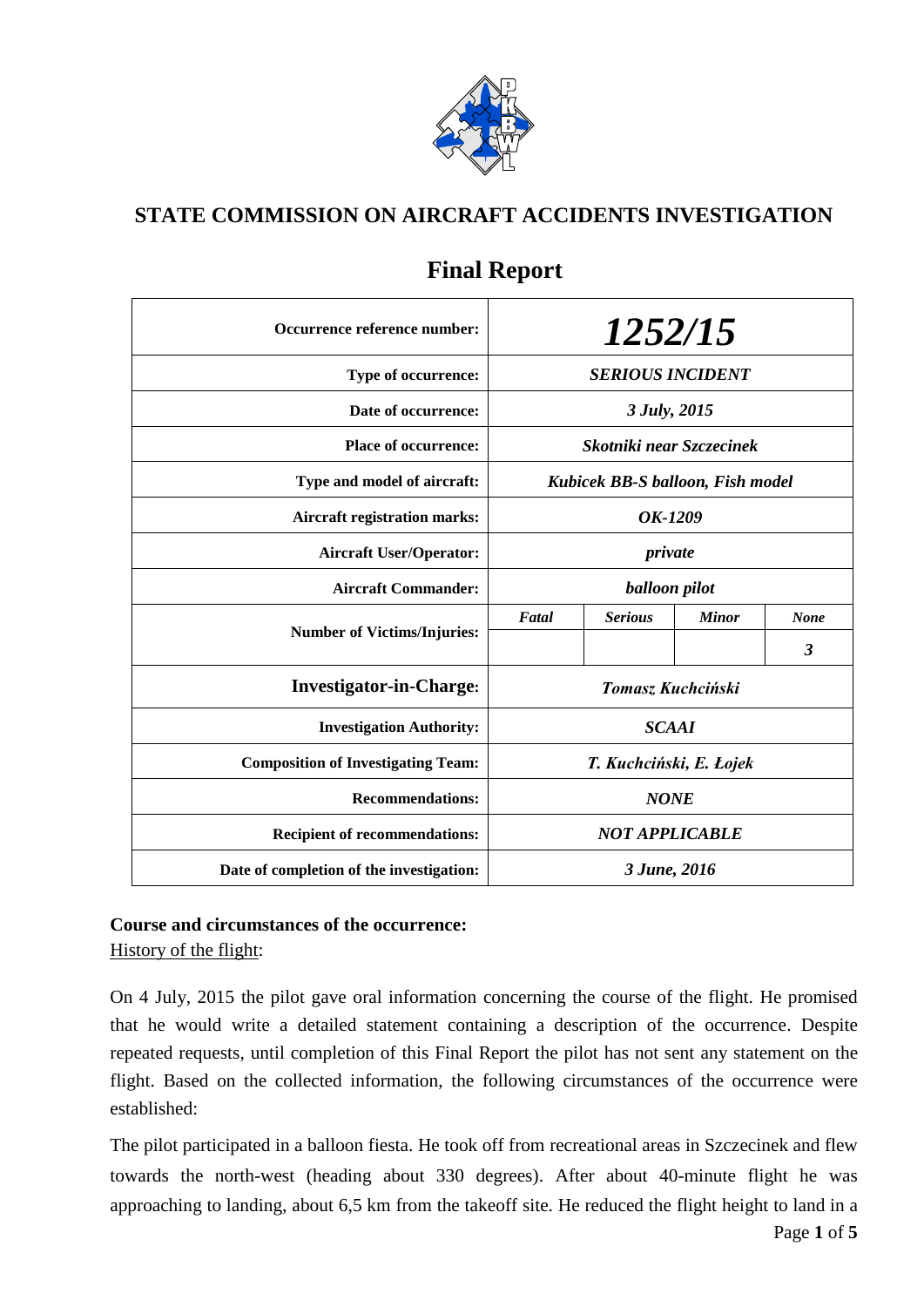# STATE COMMISSION ON AIRCRAFT ACCIDENTS INVESTIGATION

## Final Report

| | | | | |
|---|---|---|---|---|
| **Occurrence reference number:** | ***1252/15*** | | | |
| **Type of occurrence:** | ***SERIOUS INCIDENT*** | | | |
| **Date of occurrence:** | ***3 July, 2015*** | | | |
| **Place of occurrence:** | ***Skotniki near Szczecinek*** | | | |
| **Type and model of aircraft:** | ***Kubicek BB-S balloon, Fish model*** | | | |
| **Aircraft registration marks:** | ***OK-1209*** | | | |
| **Aircraft User/Operator:** | ***private*** | | | |
| **Aircraft Commander:** | ***balloon pilot*** | | | |
| **Number of Victims/Injuries:** | ***Fatal*** | ***Serious*** | ***Minor*** | ***None*** |
| | | | | ***3*** |
| **Investigator-in-Charge:** | ***Tomasz Kuchciński*** | | | |
| **Investigation Authority:** | ***SCAAI*** | | | |
| **Composition of Investigating Team:** | ***T. Kuchciński, E. Łojek*** | | | |
| **Recommendations:** | ***NONE*** | | | |
| **Recipient of recommendations:** | ***NOT APPLICABLE*** | | | |
| **Date of completion of the investigation:** | ***3 June, 2016*** | | | |

**Course and circumstances of the occurrence:**

History of the flight:

On 4 July, 2015 the pilot gave oral information concerning the course of the flight. He promised that he would write a detailed statement containing a description of the occurrence. Despite repeated requests, until completion of this Final Report the pilot has not sent any statement on the flight. Based on the collected information, the following circumstances of the occurrence were established:

The pilot participated in a balloon fiesta. He took off from recreational areas in Szczecinek and flew towards the north-west (heading about 330 degrees). After about 40-minute flight he was approaching to landing, about 6,5 km from the takeoff site. He reduced the flight height to land in a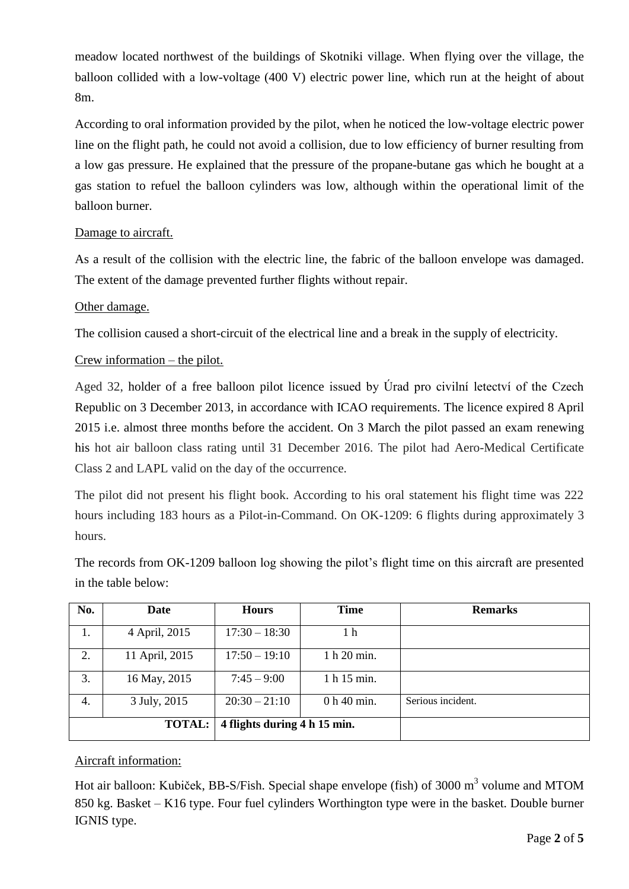meadow located northwest of the buildings of Skotniki village. When flying over the village, the balloon collided with a low-voltage (400 V) electric power line, which run at the height of about 8m.

According to oral information provided by the pilot, when he noticed the low-voltage electric power line on the flight path, he could not avoid a collision, due to low efficiency of burner resulting from a low gas pressure. He explained that the pressure of the propane-butane gas which he bought at a gas station to refuel the balloon cylinders was low, although within the operational limit of the balloon burner.

Damage to aircraft.

As a result of the collision with the electric line, the fabric of the balloon envelope was damaged. The extent of the damage prevented further flights without repair.

Other damage.

The collision caused a short-circuit of the electrical line and a break in the supply of electricity.

Crew information – the pilot.

Aged 32, holder of a free balloon pilot licence issued by Úrad pro civilní letectví of the Czech Republic on 3 December 2013, in accordance with ICAO requirements. The licence expired 8 April 2015 i.e. almost three months before the accident. On 3 March the pilot passed an exam renewing his hot air balloon class rating until 31 December 2016. The pilot had Aero-Medical Certificate Class 2 and LAPL valid on the day of the occurrence.

The pilot did not present his flight book. According to his oral statement his flight time was 222 hours including 183 hours as a Pilot-in-Command. On OK-1209: 6 flights during approximately 3 hours.

The records from OK-1209 balloon log showing the pilot's flight time on this aircraft are presented in the table below:

| No. | Date | Hours | Time | Remarks |
|---|---|---|---|---|
| 1. | 4 April, 2015 | 17:30 – 18:30 | 1 h | |
| 2. | 11 April, 2015 | 17:50 – 19:10 | 1 h 20 min. | |
| 3. | 16 May, 2015 | 7:45 – 9:00 | 1 h 15 min. | |
| 4. | 3 July, 2015 | 20:30 – 21:10 | 0 h 40 min. | Serious incident. |
| | **TOTAL:** | **4 flights during 4 h 15 min.** | | |

Aircraft information:

Hot air balloon: Kubiček, BB-S/Fish. Special shape envelope (fish) of 3000 $m^3$ volume and MTOM 850 kg. Basket – K16 type. Four fuel cylinders Worthington type were in the basket. Double burner IGNIS type.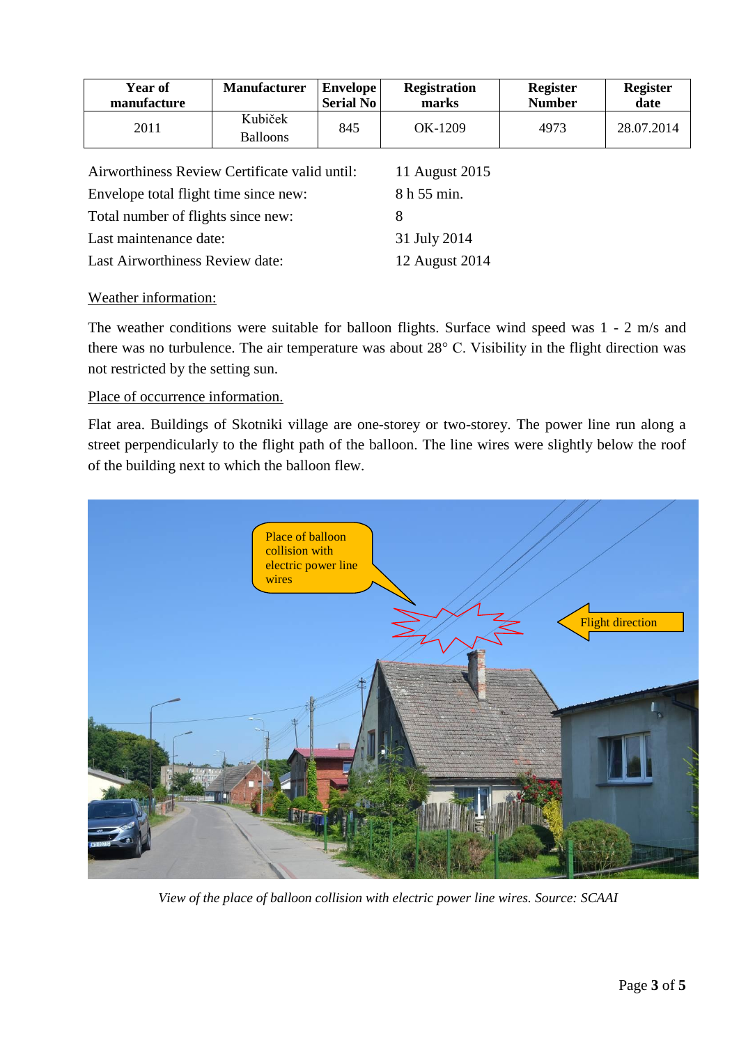| Year of manufacture | Manufacturer | Envelope Serial No | Registration marks | Register Number | Register date |
|---|---|---|---|---|---|
| 2011 | Kubiček Balloons | 845 | OK-1209 | 4973 | 28.07.2014 |

| | |
|---|---|
| Airworthiness Review Certificate valid until: | 11 August 2015 |
| Envelope total flight time since new: | 8 h 55 min. |
| Total number of flights since new: | 8 |
| Last maintenance date: | 31 July 2014 |
| Last Airworthiness Review date: | 12 August 2014 |

Weather information:

The weather conditions were suitable for balloon flights. Surface wind speed was 1 - 2 m/s and there was no turbulence. The air temperature was about 28° C. Visibility in the flight direction was not restricted by the setting sun.

Place of occurrence information.

Flat area. Buildings of Skotniki village are one-storey or two-storey. The power line run along a street perpendicularly to the flight path of the balloon. The line wires were slightly below the roof of the building next to which the balloon flew.

*View of the place of balloon collision with electric power line wires. Source: SCAAI*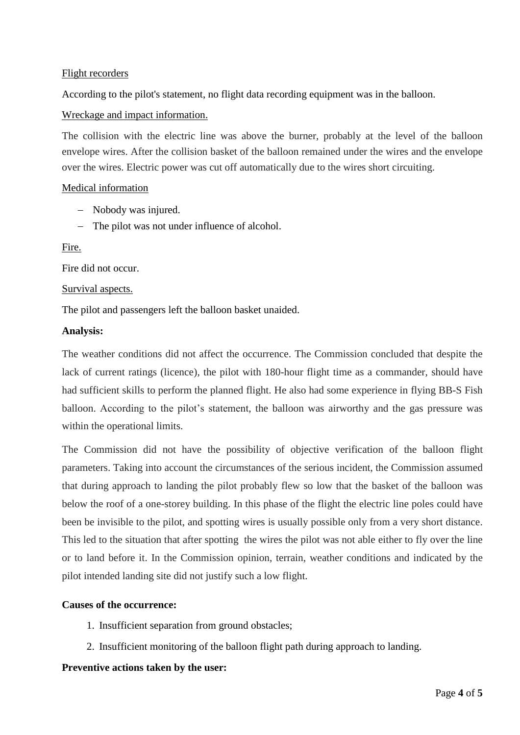Flight recorders

According to the pilot's statement, no flight data recording equipment was in the balloon.

Wreckage and impact information.

The collision with the electric line was above the burner, probably at the level of the balloon envelope wires. After the collision basket of the balloon remained under the wires and the envelope over the wires. Electric power was cut off automatically due to the wires short circuiting.

Medical information

- Nobody was injured.
- The pilot was not under influence of alcohol.

Fire.

Fire did not occur.

Survival aspects.

The pilot and passengers left the balloon basket unaided.

**Analysis:**

The weather conditions did not affect the occurrence. The Commission concluded that despite the lack of current ratings (licence), the pilot with 180-hour flight time as a commander, should have had sufficient skills to perform the planned flight. He also had some experience in flying BB-S Fish balloon. According to the pilot's statement, the balloon was airworthy and the gas pressure was within the operational limits.

The Commission did not have the possibility of objective verification of the balloon flight parameters. Taking into account the circumstances of the serious incident, the Commission assumed that during approach to landing the pilot probably flew so low that the basket of the balloon was below the roof of a one-storey building. In this phase of the flight the electric line poles could have been be invisible to the pilot, and spotting wires is usually possible only from a very short distance. This led to the situation that after spotting the wires the pilot was not able either to fly over the line or to land before it. In the Commission opinion, terrain, weather conditions and indicated by the pilot intended landing site did not justify such a low flight.

**Causes of the occurrence:**

1. Insufficient separation from ground obstacles;
2. Insufficient monitoring of the balloon flight path during approach to landing.

**Preventive actions taken by the user:**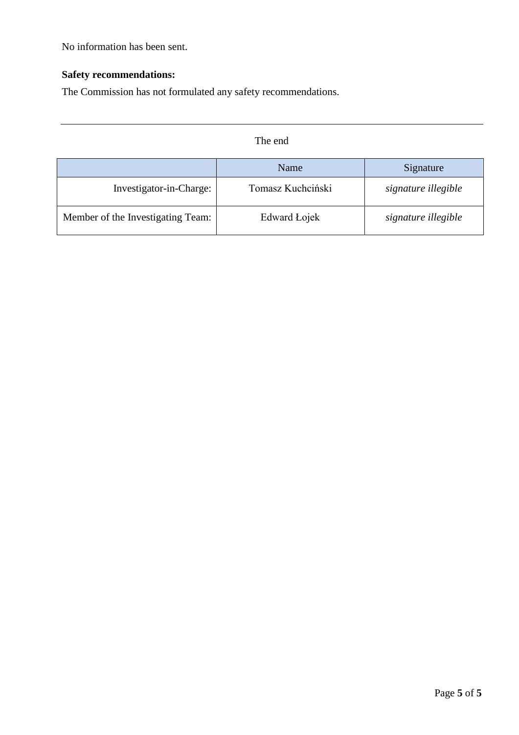No information has been sent.

**Safety recommendations:**

The Commission has not formulated any safety recommendations.

---

The end

| | Name | Signature |
|---|---|---|
| Investigator-in-Charge: | Tomasz Kuchciński | *signature illegible* |
| Member of the Investigating Team: | Edward Łojek | *signature illegible* |